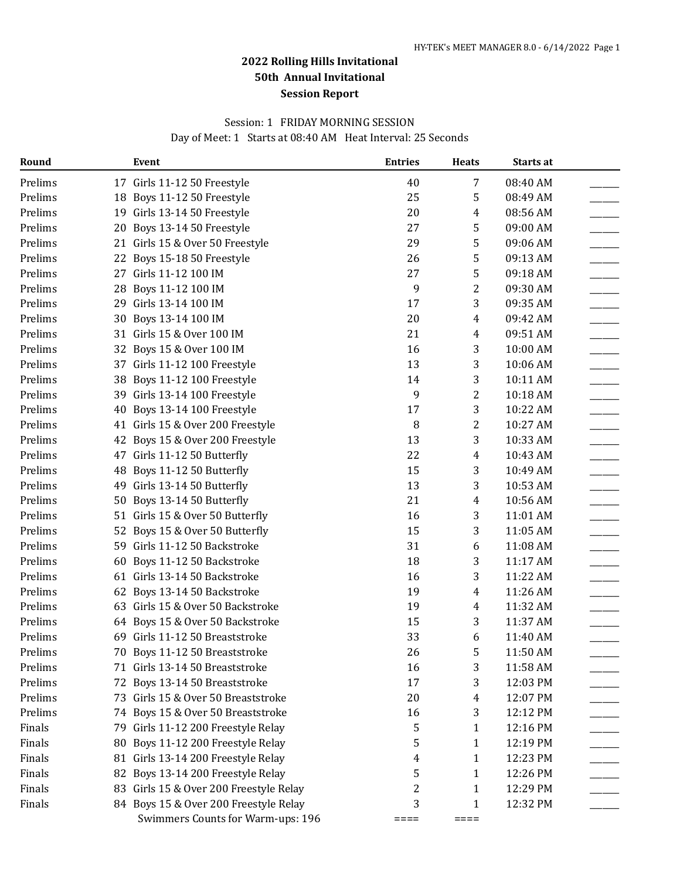# 2022 Rolling Hills Invitational
## 50th Annual Invitational
### Session Report

Session: 1 FRIDAY MORNING SESSION

Day of Meet: 1 Starts at 08:40 AM Heat Interval: 25 Seconds

| Round | Event | Entries | Heats | Starts at | |
|---|---|---|---|---|---|
| Prelims | 17 Girls 11-12 50 Freestyle | 40 | 7 | 08:40 AM | ______ |
| Prelims | 18 Boys 11-12 50 Freestyle | 25 | 5 | 08:49 AM | ______ |
| Prelims | 19 Girls 13-14 50 Freestyle | 20 | 4 | 08:56 AM | ______ |
| Prelims | 20 Boys 13-14 50 Freestyle | 27 | 5 | 09:00 AM | ______ |
| Prelims | 21 Girls 15 & Over 50 Freestyle | 29 | 5 | 09:06 AM | ______ |
| Prelims | 22 Boys 15-18 50 Freestyle | 26 | 5 | 09:13 AM | ______ |
| Prelims | 27 Girls 11-12 100 IM | 27 | 5 | 09:18 AM | ______ |
| Prelims | 28 Boys 11-12 100 IM | 9 | 2 | 09:30 AM | ______ |
| Prelims | 29 Girls 13-14 100 IM | 17 | 3 | 09:35 AM | ______ |
| Prelims | 30 Boys 13-14 100 IM | 20 | 4 | 09:42 AM | ______ |
| Prelims | 31 Girls 15 & Over 100 IM | 21 | 4 | 09:51 AM | ______ |
| Prelims | 32 Boys 15 & Over 100 IM | 16 | 3 | 10:00 AM | ______ |
| Prelims | 37 Girls 11-12 100 Freestyle | 13 | 3 | 10:06 AM | ______ |
| Prelims | 38 Boys 11-12 100 Freestyle | 14 | 3 | 10:11 AM | ______ |
| Prelims | 39 Girls 13-14 100 Freestyle | 9 | 2 | 10:18 AM | ______ |
| Prelims | 40 Boys 13-14 100 Freestyle | 17 | 3 | 10:22 AM | ______ |
| Prelims | 41 Girls 15 & Over 200 Freestyle | 8 | 2 | 10:27 AM | ______ |
| Prelims | 42 Boys 15 & Over 200 Freestyle | 13 | 3 | 10:33 AM | ______ |
| Prelims | 47 Girls 11-12 50 Butterfly | 22 | 4 | 10:43 AM | ______ |
| Prelims | 48 Boys 11-12 50 Butterfly | 15 | 3 | 10:49 AM | ______ |
| Prelims | 49 Girls 13-14 50 Butterfly | 13 | 3 | 10:53 AM | ______ |
| Prelims | 50 Boys 13-14 50 Butterfly | 21 | 4 | 10:56 AM | ______ |
| Prelims | 51 Girls 15 & Over 50 Butterfly | 16 | 3 | 11:01 AM | ______ |
| Prelims | 52 Boys 15 & Over 50 Butterfly | 15 | 3 | 11:05 AM | ______ |
| Prelims | 59 Girls 11-12 50 Backstroke | 31 | 6 | 11:08 AM | ______ |
| Prelims | 60 Boys 11-12 50 Backstroke | 18 | 3 | 11:17 AM | ______ |
| Prelims | 61 Girls 13-14 50 Backstroke | 16 | 3 | 11:22 AM | ______ |
| Prelims | 62 Boys 13-14 50 Backstroke | 19 | 4 | 11:26 AM | ______ |
| Prelims | 63 Girls 15 & Over 50 Backstroke | 19 | 4 | 11:32 AM | ______ |
| Prelims | 64 Boys 15 & Over 50 Backstroke | 15 | 3 | 11:37 AM | ______ |
| Prelims | 69 Girls 11-12 50 Breaststroke | 33 | 6 | 11:40 AM | ______ |
| Prelims | 70 Boys 11-12 50 Breaststroke | 26 | 5 | 11:50 AM | ______ |
| Prelims | 71 Girls 13-14 50 Breaststroke | 16 | 3 | 11:58 AM | ______ |
| Prelims | 72 Boys 13-14 50 Breaststroke | 17 | 3 | 12:03 PM | ______ |
| Prelims | 73 Girls 15 & Over 50 Breaststroke | 20 | 4 | 12:07 PM | ______ |
| Prelims | 74 Boys 15 & Over 50 Breaststroke | 16 | 3 | 12:12 PM | ______ |
| Finals | 79 Girls 11-12 200 Freestyle Relay | 5 | 1 | 12:16 PM | ______ |
| Finals | 80 Boys 11-12 200 Freestyle Relay | 5 | 1 | 12:19 PM | ______ |
| Finals | 81 Girls 13-14 200 Freestyle Relay | 4 | 1 | 12:23 PM | ______ |
| Finals | 82 Boys 13-14 200 Freestyle Relay | 5 | 1 | 12:26 PM | ______ |
| Finals | 83 Girls 15 & Over 200 Freestyle Relay | 2 | 1 | 12:29 PM | ______ |
| Finals | 84 Boys 15 & Over 200 Freestyle Relay | 3 | 1 | 12:32 PM | ______ |
| | Swimmers Counts for Warm-ups: 196 | ==== | ==== | | |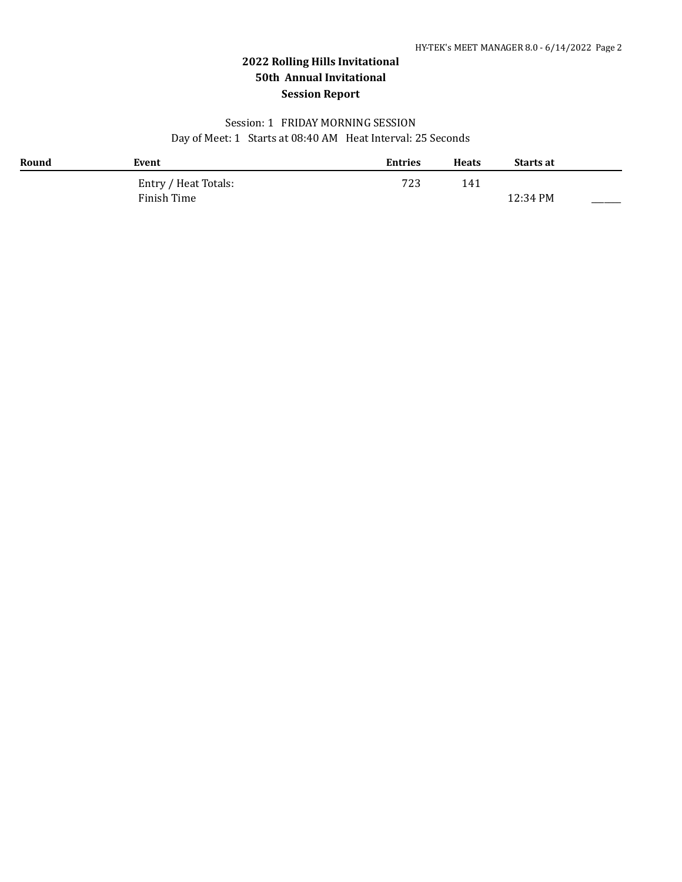**2022 Rolling Hills Invitational**

**50th Annual Invitational**

**Session Report**

Session: 1 FRIDAY MORNING SESSION

Day of Meet: 1 Starts at 08:40 AM Heat Interval: 25 Seconds

| Round | Event | Entries | Heats | Starts at | |
|---|---|---|---|---|---|
| | Entry / Heat Totals: | 723 | 141 | | |
| | Finish Time | | | 12:34 PM | ______ |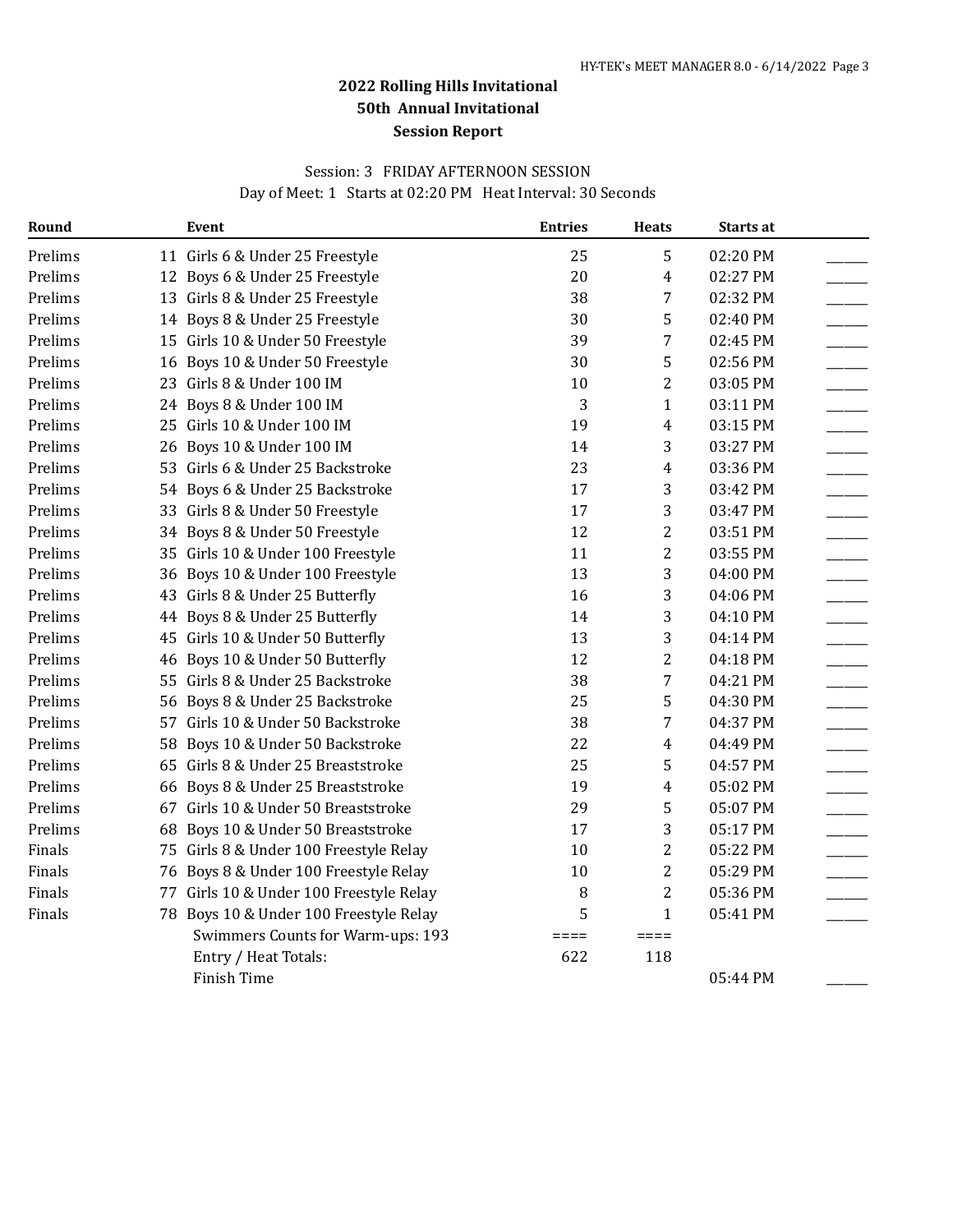# 2022 Rolling Hills Invitational
## 50th Annual Invitational
## Session Report

Session: 3 FRIDAY AFTERNOON SESSION

Day of Meet: 1 Starts at 02:20 PM Heat Interval: 30 Seconds

| Round | Event | Entries | Heats | Starts at | |
|---|---|---|---|---|---|
| Prelims | 11 Girls 6 & Under 25 Freestyle | 25 | 5 | 02:20 PM | ______ |
| Prelims | 12 Boys 6 & Under 25 Freestyle | 20 | 4 | 02:27 PM | ______ |
| Prelims | 13 Girls 8 & Under 25 Freestyle | 38 | 7 | 02:32 PM | ______ |
| Prelims | 14 Boys 8 & Under 25 Freestyle | 30 | 5 | 02:40 PM | ______ |
| Prelims | 15 Girls 10 & Under 50 Freestyle | 39 | 7 | 02:45 PM | ______ |
| Prelims | 16 Boys 10 & Under 50 Freestyle | 30 | 5 | 02:56 PM | ______ |
| Prelims | 23 Girls 8 & Under 100 IM | 10 | 2 | 03:05 PM | ______ |
| Prelims | 24 Boys 8 & Under 100 IM | 3 | 1 | 03:11 PM | ______ |
| Prelims | 25 Girls 10 & Under 100 IM | 19 | 4 | 03:15 PM | ______ |
| Prelims | 26 Boys 10 & Under 100 IM | 14 | 3 | 03:27 PM | ______ |
| Prelims | 53 Girls 6 & Under 25 Backstroke | 23 | 4 | 03:36 PM | ______ |
| Prelims | 54 Boys 6 & Under 25 Backstroke | 17 | 3 | 03:42 PM | ______ |
| Prelims | 33 Girls 8 & Under 50 Freestyle | 17 | 3 | 03:47 PM | ______ |
| Prelims | 34 Boys 8 & Under 50 Freestyle | 12 | 2 | 03:51 PM | ______ |
| Prelims | 35 Girls 10 & Under 100 Freestyle | 11 | 2 | 03:55 PM | ______ |
| Prelims | 36 Boys 10 & Under 100 Freestyle | 13 | 3 | 04:00 PM | ______ |
| Prelims | 43 Girls 8 & Under 25 Butterfly | 16 | 3 | 04:06 PM | ______ |
| Prelims | 44 Boys 8 & Under 25 Butterfly | 14 | 3 | 04:10 PM | ______ |
| Prelims | 45 Girls 10 & Under 50 Butterfly | 13 | 3 | 04:14 PM | ______ |
| Prelims | 46 Boys 10 & Under 50 Butterfly | 12 | 2 | 04:18 PM | ______ |
| Prelims | 55 Girls 8 & Under 25 Backstroke | 38 | 7 | 04:21 PM | ______ |
| Prelims | 56 Boys 8 & Under 25 Backstroke | 25 | 5 | 04:30 PM | ______ |
| Prelims | 57 Girls 10 & Under 50 Backstroke | 38 | 7 | 04:37 PM | ______ |
| Prelims | 58 Boys 10 & Under 50 Backstroke | 22 | 4 | 04:49 PM | ______ |
| Prelims | 65 Girls 8 & Under 25 Breaststroke | 25 | 5 | 04:57 PM | ______ |
| Prelims | 66 Boys 8 & Under 25 Breaststroke | 19 | 4 | 05:02 PM | ______ |
| Prelims | 67 Girls 10 & Under 50 Breaststroke | 29 | 5 | 05:07 PM | ______ |
| Prelims | 68 Boys 10 & Under 50 Breaststroke | 17 | 3 | 05:17 PM | ______ |
| Finals | 75 Girls 8 & Under 100 Freestyle Relay | 10 | 2 | 05:22 PM | ______ |
| Finals | 76 Boys 8 & Under 100 Freestyle Relay | 10 | 2 | 05:29 PM | ______ |
| Finals | 77 Girls 10 & Under 100 Freestyle Relay | 8 | 2 | 05:36 PM | ______ |
| Finals | 78 Boys 10 & Under 100 Freestyle Relay | 5 | 1 | 05:41 PM | ______ |
| | Swimmers Counts for Warm-ups: 193 | ==== | ==== | | |
| | Entry / Heat Totals: | 622 | 118 | | |
| | Finish Time | | | 05:44 PM | ______ |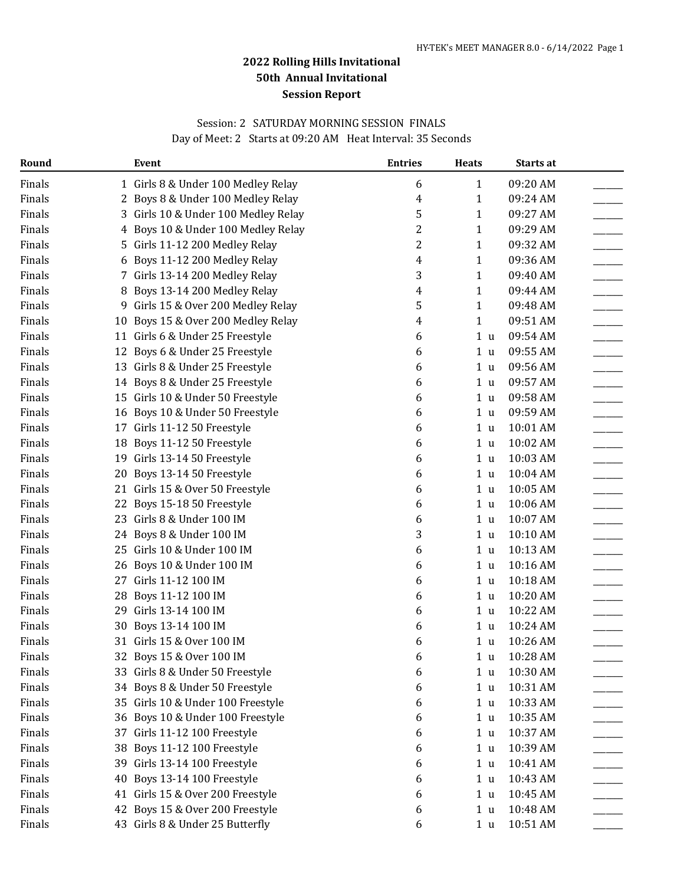# 2022 Rolling Hills Invitational
## 50th Annual Invitational
### Session Report

Session: 2 SATURDAY MORNING SESSION FINALS
Day of Meet: 2 Starts at 09:20 AM Heat Interval: 35 Seconds

| Round | | Event | Entries | Heats | Starts at | |
|---|---|---|---|---|---|---|
| Finals | 1 | Girls 8 & Under 100 Medley Relay | 6 | 1 | 09:20 AM | ______ |
| Finals | 2 | Boys 8 & Under 100 Medley Relay | 4 | 1 | 09:24 AM | ______ |
| Finals | 3 | Girls 10 & Under 100 Medley Relay | 5 | 1 | 09:27 AM | ______ |
| Finals | 4 | Boys 10 & Under 100 Medley Relay | 2 | 1 | 09:29 AM | ______ |
| Finals | 5 | Girls 11-12 200 Medley Relay | 2 | 1 | 09:32 AM | ______ |
| Finals | 6 | Boys 11-12 200 Medley Relay | 4 | 1 | 09:36 AM | ______ |
| Finals | 7 | Girls 13-14 200 Medley Relay | 3 | 1 | 09:40 AM | ______ |
| Finals | 8 | Boys 13-14 200 Medley Relay | 4 | 1 | 09:44 AM | ______ |
| Finals | 9 | Girls 15 & Over 200 Medley Relay | 5 | 1 | 09:48 AM | ______ |
| Finals | 10 | Boys 15 & Over 200 Medley Relay | 4 | 1 | 09:51 AM | ______ |
| Finals | 11 | Girls 6 & Under 25 Freestyle | 6 | 1 u | 09:54 AM | ______ |
| Finals | 12 | Boys 6 & Under 25 Freestyle | 6 | 1 u | 09:55 AM | ______ |
| Finals | 13 | Girls 8 & Under 25 Freestyle | 6 | 1 u | 09:56 AM | ______ |
| Finals | 14 | Boys 8 & Under 25 Freestyle | 6 | 1 u | 09:57 AM | ______ |
| Finals | 15 | Girls 10 & Under 50 Freestyle | 6 | 1 u | 09:58 AM | ______ |
| Finals | 16 | Boys 10 & Under 50 Freestyle | 6 | 1 u | 09:59 AM | ______ |
| Finals | 17 | Girls 11-12 50 Freestyle | 6 | 1 u | 10:01 AM | ______ |
| Finals | 18 | Boys 11-12 50 Freestyle | 6 | 1 u | 10:02 AM | ______ |
| Finals | 19 | Girls 13-14 50 Freestyle | 6 | 1 u | 10:03 AM | ______ |
| Finals | 20 | Boys 13-14 50 Freestyle | 6 | 1 u | 10:04 AM | ______ |
| Finals | 21 | Girls 15 & Over 50 Freestyle | 6 | 1 u | 10:05 AM | ______ |
| Finals | 22 | Boys 15-18 50 Freestyle | 6 | 1 u | 10:06 AM | ______ |
| Finals | 23 | Girls 8 & Under 100 IM | 6 | 1 u | 10:07 AM | ______ |
| Finals | 24 | Boys 8 & Under 100 IM | 3 | 1 u | 10:10 AM | ______ |
| Finals | 25 | Girls 10 & Under 100 IM | 6 | 1 u | 10:13 AM | ______ |
| Finals | 26 | Boys 10 & Under 100 IM | 6 | 1 u | 10:16 AM | ______ |
| Finals | 27 | Girls 11-12 100 IM | 6 | 1 u | 10:18 AM | ______ |
| Finals | 28 | Boys 11-12 100 IM | 6 | 1 u | 10:20 AM | ______ |
| Finals | 29 | Girls 13-14 100 IM | 6 | 1 u | 10:22 AM | ______ |
| Finals | 30 | Boys 13-14 100 IM | 6 | 1 u | 10:24 AM | ______ |
| Finals | 31 | Girls 15 & Over 100 IM | 6 | 1 u | 10:26 AM | ______ |
| Finals | 32 | Boys 15 & Over 100 IM | 6 | 1 u | 10:28 AM | ______ |
| Finals | 33 | Girls 8 & Under 50 Freestyle | 6 | 1 u | 10:30 AM | ______ |
| Finals | 34 | Boys 8 & Under 50 Freestyle | 6 | 1 u | 10:31 AM | ______ |
| Finals | 35 | Girls 10 & Under 100 Freestyle | 6 | 1 u | 10:33 AM | ______ |
| Finals | 36 | Boys 10 & Under 100 Freestyle | 6 | 1 u | 10:35 AM | ______ |
| Finals | 37 | Girls 11-12 100 Freestyle | 6 | 1 u | 10:37 AM | ______ |
| Finals | 38 | Boys 11-12 100 Freestyle | 6 | 1 u | 10:39 AM | ______ |
| Finals | 39 | Girls 13-14 100 Freestyle | 6 | 1 u | 10:41 AM | ______ |
| Finals | 40 | Boys 13-14 100 Freestyle | 6 | 1 u | 10:43 AM | ______ |
| Finals | 41 | Girls 15 & Over 200 Freestyle | 6 | 1 u | 10:45 AM | ______ |
| Finals | 42 | Boys 15 & Over 200 Freestyle | 6 | 1 u | 10:48 AM | ______ |
| Finals | 43 | Girls 8 & Under 25 Butterfly | 6 | 1 u | 10:51 AM | ______ |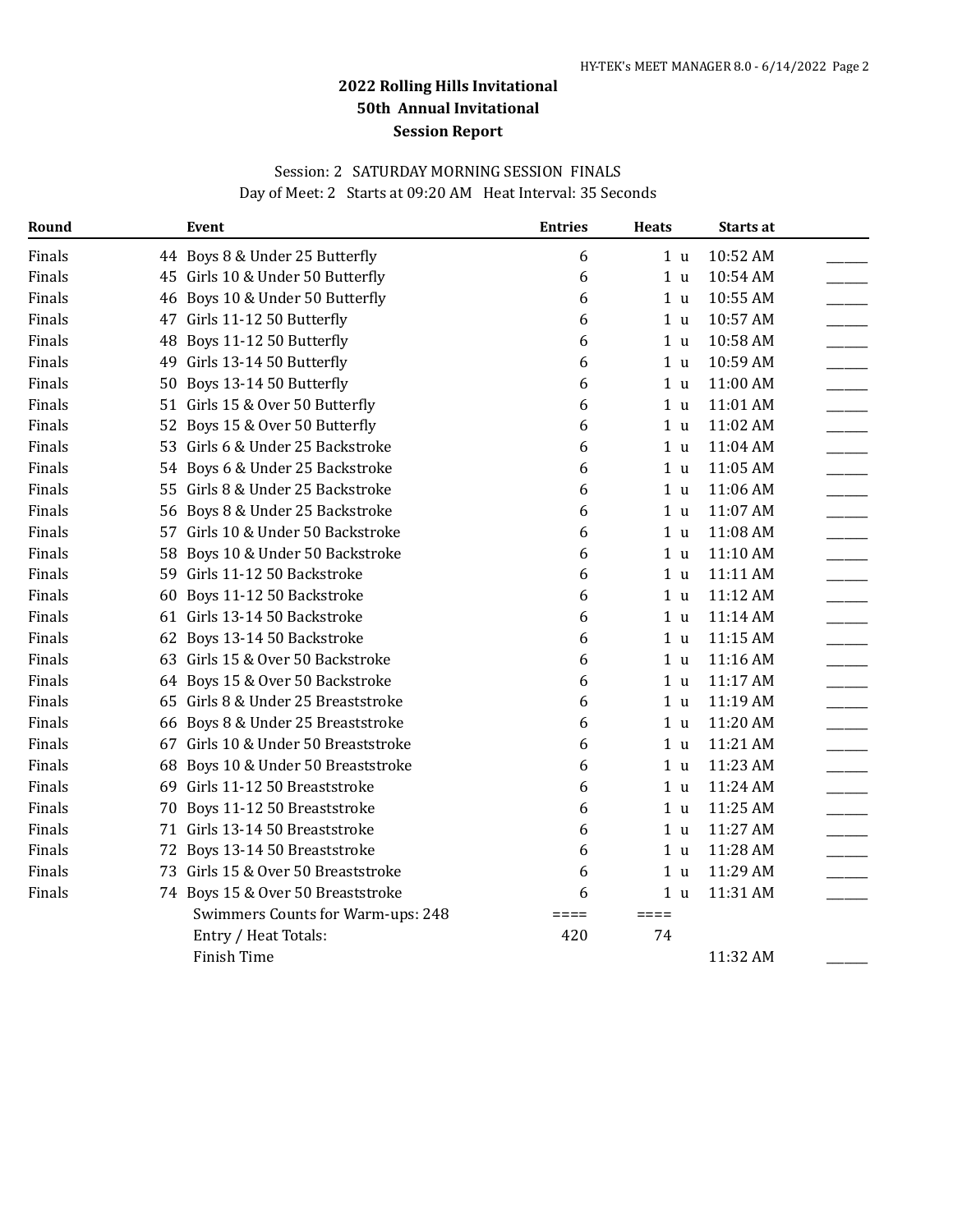# 2022 Rolling Hills Invitational
## 50th Annual Invitational
## Session Report

Session: 2 SATURDAY MORNING SESSION FINALS
Day of Meet: 2 Starts at 09:20 AM Heat Interval: 35 Seconds

| Round | | Event | Entries | Heats | | Starts at | |
|---|---|---|---|---|---|---|---|
| Finals | 44 | Boys 8 & Under 25 Butterfly | 6 | 1 | u | 10:52 AM | ______ |
| Finals | 45 | Girls 10 & Under 50 Butterfly | 6 | 1 | u | 10:54 AM | ______ |
| Finals | 46 | Boys 10 & Under 50 Butterfly | 6 | 1 | u | 10:55 AM | ______ |
| Finals | 47 | Girls 11-12 50 Butterfly | 6 | 1 | u | 10:57 AM | ______ |
| Finals | 48 | Boys 11-12 50 Butterfly | 6 | 1 | u | 10:58 AM | ______ |
| Finals | 49 | Girls 13-14 50 Butterfly | 6 | 1 | u | 10:59 AM | ______ |
| Finals | 50 | Boys 13-14 50 Butterfly | 6 | 1 | u | 11:00 AM | ______ |
| Finals | 51 | Girls 15 & Over 50 Butterfly | 6 | 1 | u | 11:01 AM | ______ |
| Finals | 52 | Boys 15 & Over 50 Butterfly | 6 | 1 | u | 11:02 AM | ______ |
| Finals | 53 | Girls 6 & Under 25 Backstroke | 6 | 1 | u | 11:04 AM | ______ |
| Finals | 54 | Boys 6 & Under 25 Backstroke | 6 | 1 | u | 11:05 AM | ______ |
| Finals | 55 | Girls 8 & Under 25 Backstroke | 6 | 1 | u | 11:06 AM | ______ |
| Finals | 56 | Boys 8 & Under 25 Backstroke | 6 | 1 | u | 11:07 AM | ______ |
| Finals | 57 | Girls 10 & Under 50 Backstroke | 6 | 1 | u | 11:08 AM | ______ |
| Finals | 58 | Boys 10 & Under 50 Backstroke | 6 | 1 | u | 11:10 AM | ______ |
| Finals | 59 | Girls 11-12 50 Backstroke | 6 | 1 | u | 11:11 AM | ______ |
| Finals | 60 | Boys 11-12 50 Backstroke | 6 | 1 | u | 11:12 AM | ______ |
| Finals | 61 | Girls 13-14 50 Backstroke | 6 | 1 | u | 11:14 AM | ______ |
| Finals | 62 | Boys 13-14 50 Backstroke | 6 | 1 | u | 11:15 AM | ______ |
| Finals | 63 | Girls 15 & Over 50 Backstroke | 6 | 1 | u | 11:16 AM | ______ |
| Finals | 64 | Boys 15 & Over 50 Backstroke | 6 | 1 | u | 11:17 AM | ______ |
| Finals | 65 | Girls 8 & Under 25 Breaststroke | 6 | 1 | u | 11:19 AM | ______ |
| Finals | 66 | Boys 8 & Under 25 Breaststroke | 6 | 1 | u | 11:20 AM | ______ |
| Finals | 67 | Girls 10 & Under 50 Breaststroke | 6 | 1 | u | 11:21 AM | ______ |
| Finals | 68 | Boys 10 & Under 50 Breaststroke | 6 | 1 | u | 11:23 AM | ______ |
| Finals | 69 | Girls 11-12 50 Breaststroke | 6 | 1 | u | 11:24 AM | ______ |
| Finals | 70 | Boys 11-12 50 Breaststroke | 6 | 1 | u | 11:25 AM | ______ |
| Finals | 71 | Girls 13-14 50 Breaststroke | 6 | 1 | u | 11:27 AM | ______ |
| Finals | 72 | Boys 13-14 50 Breaststroke | 6 | 1 | u | 11:28 AM | ______ |
| Finals | 73 | Girls 15 & Over 50 Breaststroke | 6 | 1 | u | 11:29 AM | ______ |
| Finals | 74 | Boys 15 & Over 50 Breaststroke | 6 | 1 | u | 11:31 AM | ______ |
| | | Swimmers Counts for Warm-ups: 248 | ==== | ==== | | | |
| | | Entry / Heat Totals: | 420 | 74 | | | |
| | | Finish Time | | | | 11:32 AM | ______ |